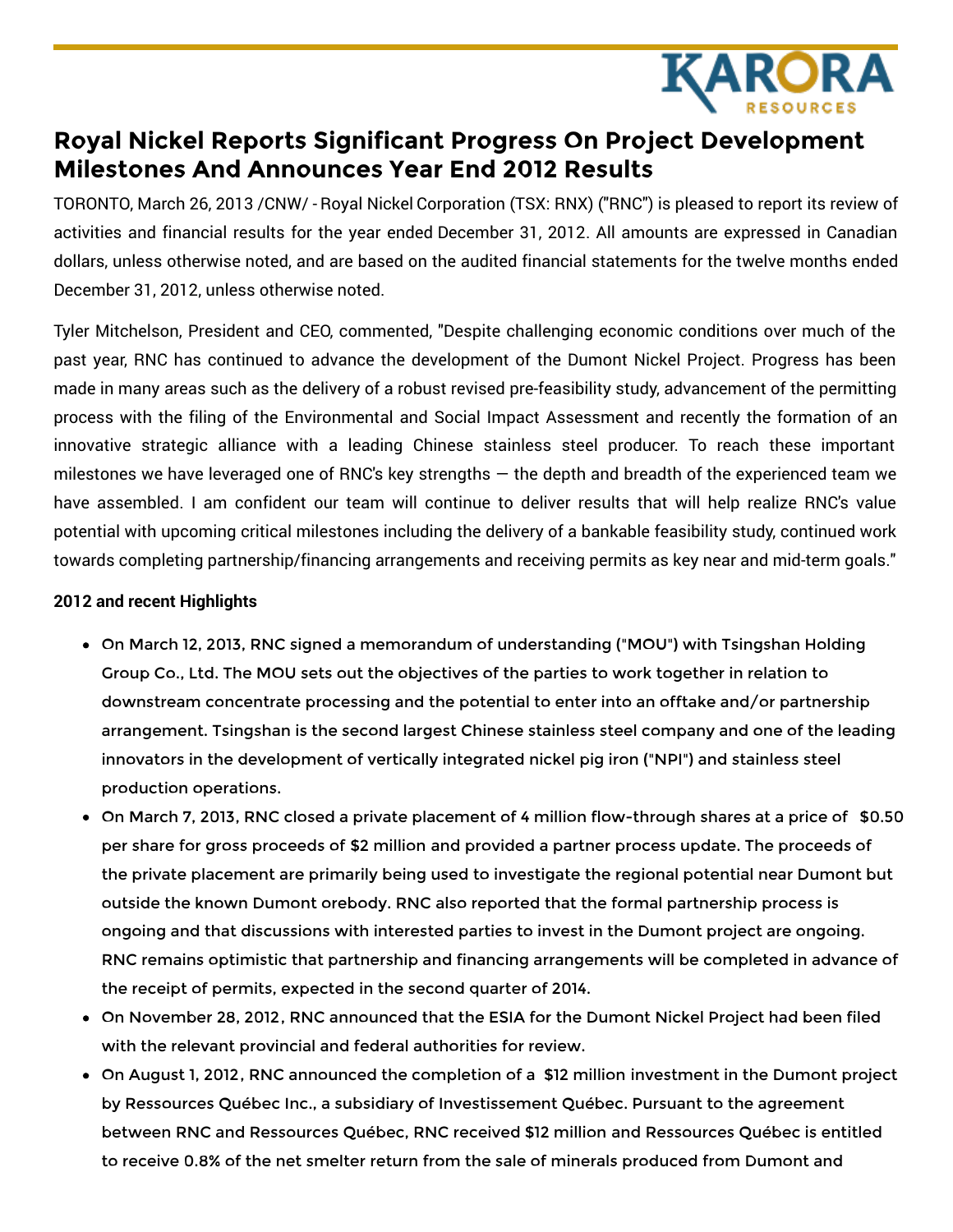# Royal Nickel Reports Significant Progress On Project Development Milestones And Announces Year End 2012 Results

TORONTO, March 26, 2013 /CNW/ - Royal Nickel Corporation (TSX: RNX) ("RNC") is pleased to report its review of activities and financial results for the year ended December 31, 2012. All amounts are expressed in Canadian dollars, unless otherwise noted, and are based on the audited financial statements for the twelve months ended December 31, 2012, unless otherwise noted.

Tyler Mitchelson, President and CEO, commented, "Despite challenging economic conditions over much of the past year, RNC has continued to advance the development of the Dumont Nickel Project. Progress has been made in many areas such as the delivery of a robust revised pre-feasibility study, advancement of the permitting process with the filing of the Environmental and Social Impact Assessment and recently the formation of an innovative strategic alliance with a leading Chinese stainless steel producer. To reach these important milestones we have leveraged one of RNC's key strengths — the depth and breadth of the experienced team we have assembled. I am confident our team will continue to deliver results that will help realize RNC's value potential with upcoming critical milestones including the delivery of a bankable feasibility study, continued work towards completing partnership/financing arrangements and receiving permits as key near and mid-term goals."

**2012 and recent Highlights**

- On March 12, 2013, RNC signed a memorandum of understanding ("MOU") with Tsingshan Holding Group Co., Ltd. The MOU sets out the objectives of the parties to work together in relation to downstream concentrate processing and the potential to enter into an offtake and/or partnership arrangement. Tsingshan is the second largest Chinese stainless steel company and one of the leading innovators in the development of vertically integrated nickel pig iron ("NPI") and stainless steel production operations.
- On March 7, 2013, RNC closed a private placement of 4 million flow-through shares at a price of $0.50 per share for gross proceeds of $2 million and provided a partner process update. The proceeds of the private placement are primarily being used to investigate the regional potential near Dumont but outside the known Dumont orebody. RNC also reported that the formal partnership process is ongoing and that discussions with interested parties to invest in the Dumont project are ongoing. RNC remains optimistic that partnership and financing arrangements will be completed in advance of the receipt of permits, expected in the second quarter of 2014.
- On November 28, 2012, RNC announced that the ESIA for the Dumont Nickel Project had been filed with the relevant provincial and federal authorities for review.
- On August 1, 2012, RNC announced the completion of a $12 million investment in the Dumont project by Ressources Québec Inc., a subsidiary of Investissement Québec. Pursuant to the agreement between RNC and Ressources Québec, RNC received $12 million and Ressources Québec is entitled to receive 0.8% of the net smelter return from the sale of minerals produced from Dumont and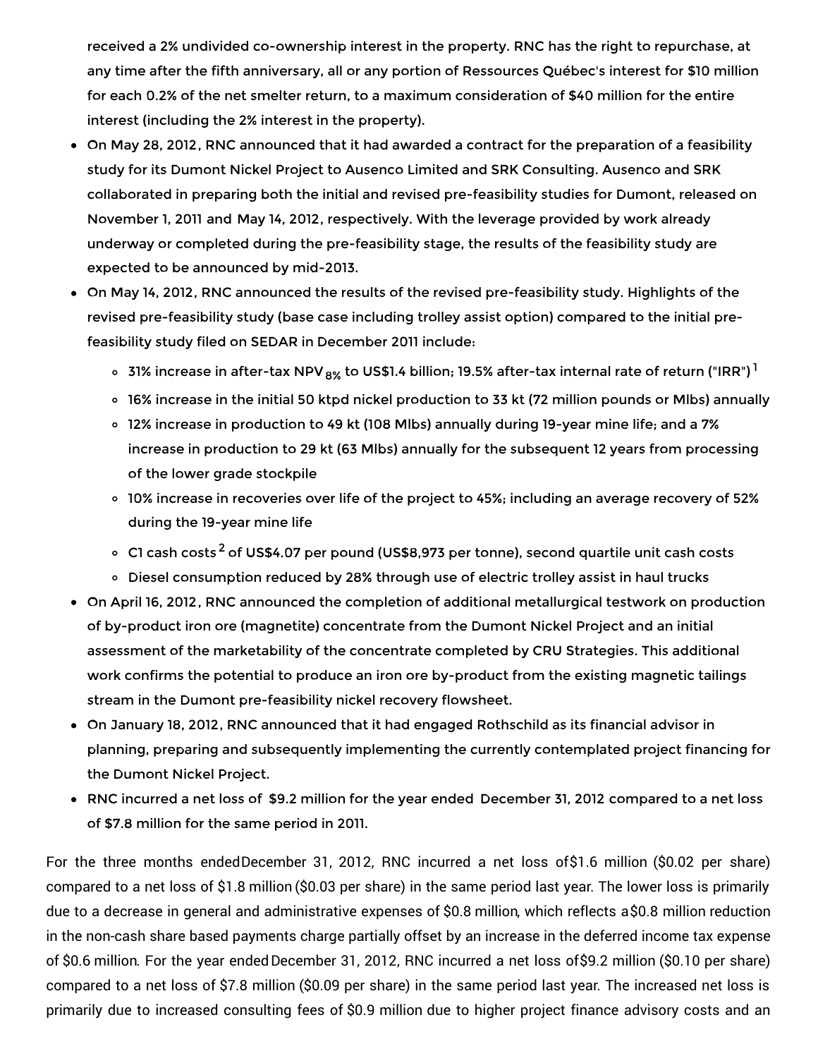received a 2% undivided co-ownership interest in the property. RNC has the right to repurchase, at any time after the fifth anniversary, all or any portion of Ressources Québec's interest for $10 million for each 0.2% of the net smelter return, to a maximum consideration of $40 million for the entire interest (including the 2% interest in the property).

- On May 28, 2012, RNC announced that it had awarded a contract for the preparation of a feasibility study for its Dumont Nickel Project to Ausenco Limited and SRK Consulting. Ausenco and SRK collaborated in preparing both the initial and revised pre-feasibility studies for Dumont, released on November 1, 2011 and May 14, 2012, respectively. With the leverage provided by work already underway or completed during the pre-feasibility stage, the results of the feasibility study are expected to be announced by mid-2013.
- On May 14, 2012, RNC announced the results of the revised pre-feasibility study. Highlights of the revised pre-feasibility study (base case including trolley assist option) compared to the initial pre-feasibility study filed on SEDAR in December 2011 include:
  - 31% increase in after-tax $NPV_{8\%}$ to US$1.4 billion; 19.5% after-tax internal rate of return ("IRR")[1]
  - 16% increase in the initial 50 ktpd nickel production to 33 kt (72 million pounds or Mlbs) annually
  - 12% increase in production to 49 kt (108 Mlbs) annually during 19-year mine life; and a 7% increase in production to 29 kt (63 Mlbs) annually for the subsequent 12 years from processing of the lower grade stockpile
  - 10% increase in recoveries over life of the project to 45%; including an average recovery of 52% during the 19-year mine life
  - C1 cash costs[2] of US$4.07 per pound (US$8,973 per tonne), second quartile unit cash costs
  - Diesel consumption reduced by 28% through use of electric trolley assist in haul trucks
- On April 16, 2012, RNC announced the completion of additional metallurgical testwork on production of by-product iron ore (magnetite) concentrate from the Dumont Nickel Project and an initial assessment of the marketability of the concentrate completed by CRU Strategies. This additional work confirms the potential to produce an iron ore by-product from the existing magnetic tailings stream in the Dumont pre-feasibility nickel recovery flowsheet.
- On January 18, 2012, RNC announced that it had engaged Rothschild as its financial advisor in planning, preparing and subsequently implementing the currently contemplated project financing for the Dumont Nickel Project.
- RNC incurred a net loss of $9.2 million for the year ended December 31, 2012 compared to a net loss of $7.8 million for the same period in 2011.

For the three months ended December 31, 2012, RNC incurred a net loss of $1.6 million ($0.02 per share) compared to a net loss of $1.8 million ($0.03 per share) in the same period last year. The lower loss is primarily due to a decrease in general and administrative expenses of $0.8 million, which reflects a $0.8 million reduction in the non-cash share based payments charge partially offset by an increase in the deferred income tax expense of $0.6 million. For the year ended December 31, 2012, RNC incurred a net loss of $9.2 million ($0.10 per share) compared to a net loss of $7.8 million ($0.09 per share) in the same period last year. The increased net loss is primarily due to increased consulting fees of $0.9 million due to higher project finance advisory costs and an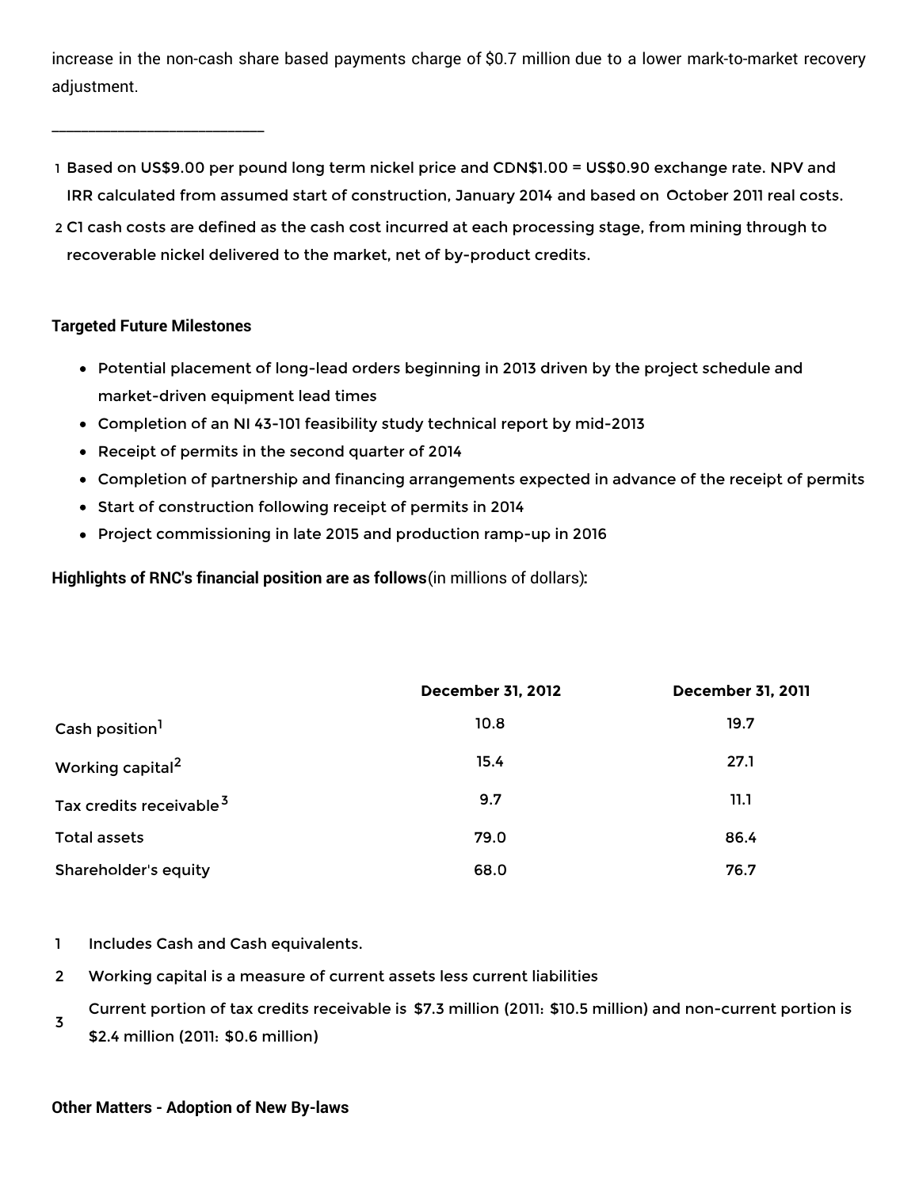increase in the non-cash share based payments charge of $0.7 million due to a lower mark-to-market recovery adjustment.

\_\_\_\_\_\_\_\_\_\_\_\_\_\_\_\_\_\_\_\_\_\_\_\_\_\_\_\_

1 Based on US$9.00 per pound long term nickel price and CDN$1.00 = US$0.90 exchange rate. NPV and IRR calculated from assumed start of construction, January 2014 and based on October 2011 real costs.

2 C1 cash costs are defined as the cash cost incurred at each processing stage, from mining through to recoverable nickel delivered to the market, net of by-product credits.

**Targeted Future Milestones**

- Potential placement of long-lead orders beginning in 2013 driven by the project schedule and market-driven equipment lead times
- Completion of an NI 43-101 feasibility study technical report by mid-2013
- Receipt of permits in the second quarter of 2014
- Completion of partnership and financing arrangements expected in advance of the receipt of permits
- Start of construction following receipt of permits in 2014
- Project commissioning in late 2015 and production ramp-up in 2016

**Highlights of RNC's financial position are as follows** (in millions of dollars)**:**

| | December 31, 2012 | December 31, 2011 |
|---|---|---|
| Cash position[1] | 10.8 | 19.7 |
| Working capital[2] | 15.4 | 27.1 |
| Tax credits receivable[3] | 9.7 | 11.1 |
| Total assets | 79.0 | 86.4 |
| Shareholder's equity | 68.0 | 76.7 |

1 Includes Cash and Cash equivalents.

2 Working capital is a measure of current assets less current liabilities

3 Current portion of tax credits receivable is $7.3 million (2011: $10.5 million) and non-current portion is $2.4 million (2011: $0.6 million)

**Other Matters - Adoption of New By-laws**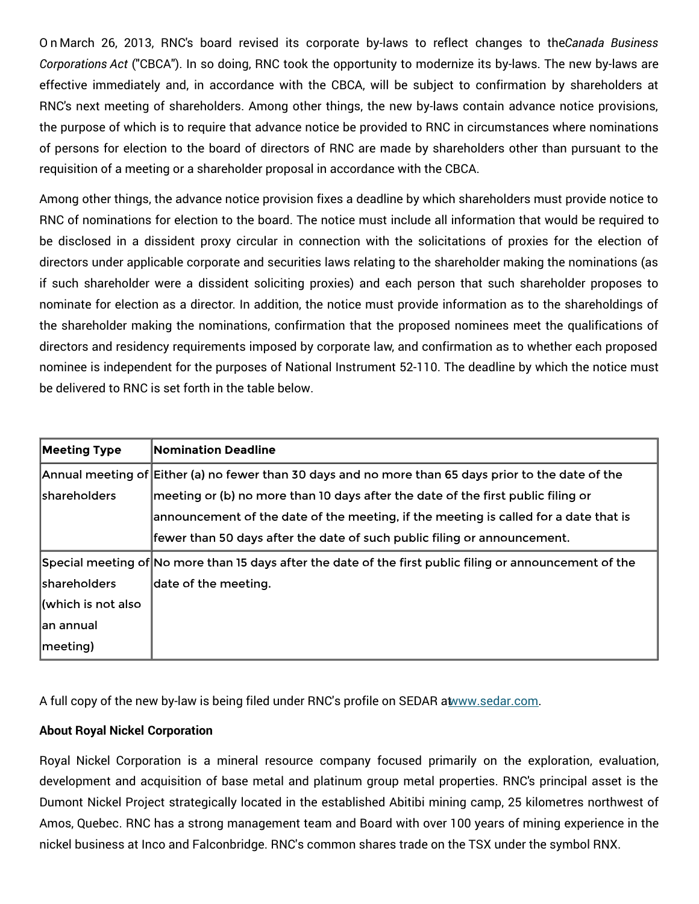On March 26, 2013, RNC's board revised its corporate by-laws to reflect changes to the *Canada Business Corporations Act* ("CBCA"). In so doing, RNC took the opportunity to modernize its by-laws. The new by-laws are effective immediately and, in accordance with the CBCA, will be subject to confirmation by shareholders at RNC's next meeting of shareholders. Among other things, the new by-laws contain advance notice provisions, the purpose of which is to require that advance notice be provided to RNC in circumstances where nominations of persons for election to the board of directors of RNC are made by shareholders other than pursuant to the requisition of a meeting or a shareholder proposal in accordance with the CBCA.

Among other things, the advance notice provision fixes a deadline by which shareholders must provide notice to RNC of nominations for election to the board. The notice must include all information that would be required to be disclosed in a dissident proxy circular in connection with the solicitations of proxies for the election of directors under applicable corporate and securities laws relating to the shareholder making the nominations (as if such shareholder were a dissident soliciting proxies) and each person that such shareholder proposes to nominate for election as a director. In addition, the notice must provide information as to the shareholdings of the shareholder making the nominations, confirmation that the proposed nominees meet the qualifications of directors and residency requirements imposed by corporate law, and confirmation as to whether each proposed nominee is independent for the purposes of National Instrument 52-110. The deadline by which the notice must be delivered to RNC is set forth in the table below.

| Meeting Type | Nomination Deadline |
|---|---|
| Annual meeting of shareholders | Either (a) no fewer than 30 days and no more than 65 days prior to the date of the meeting or (b) no more than 10 days after the date of the first public filing or announcement of the date of the meeting, if the meeting is called for a date that is fewer than 50 days after the date of such public filing or announcement. |
| Special meeting of shareholders (which is not also an annual meeting) | No more than 15 days after the date of the first public filing or announcement of the date of the meeting. |

A full copy of the new by-law is being filed under RNC's profile on SEDAR at www.sedar.com.

**About Royal Nickel Corporation**

Royal Nickel Corporation is a mineral resource company focused primarily on the exploration, evaluation, development and acquisition of base metal and platinum group metal properties. RNC's principal asset is the Dumont Nickel Project strategically located in the established Abitibi mining camp, 25 kilometres northwest of Amos, Quebec. RNC has a strong management team and Board with over 100 years of mining experience in the nickel business at Inco and Falconbridge. RNC's common shares trade on the TSX under the symbol RNX.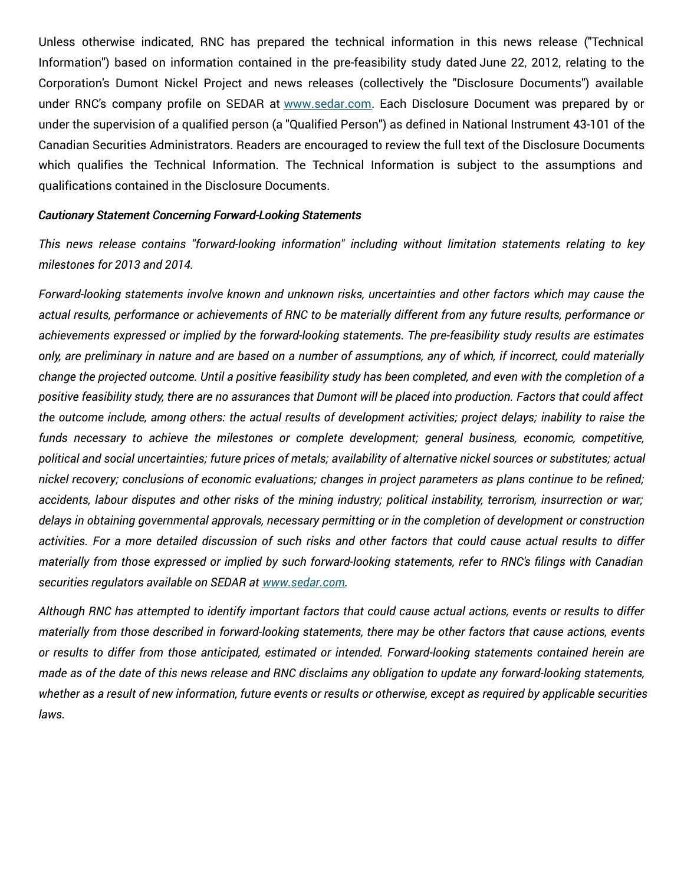Unless otherwise indicated, RNC has prepared the technical information in this news release ("Technical Information") based on information contained in the pre-feasibility study dated June 22, 2012, relating to the Corporation's Dumont Nickel Project and news releases (collectively the "Disclosure Documents") available under RNC's company profile on SEDAR at www.sedar.com. Each Disclosure Document was prepared by or under the supervision of a qualified person (a "Qualified Person") as defined in National Instrument 43-101 of the Canadian Securities Administrators. Readers are encouraged to review the full text of the Disclosure Documents which qualifies the Technical Information. The Technical Information is subject to the assumptions and qualifications contained in the Disclosure Documents.

***Cautionary Statement Concerning Forward-Looking Statements***

*This news release contains "forward-looking information" including without limitation statements relating to key milestones for 2013 and 2014.*

*Forward-looking statements involve known and unknown risks, uncertainties and other factors which may cause the actual results, performance or achievements of RNC to be materially different from any future results, performance or achievements expressed or implied by the forward-looking statements. The pre-feasibility study results are estimates only, are preliminary in nature and are based on a number of assumptions, any of which, if incorrect, could materially change the projected outcome. Until a positive feasibility study has been completed, and even with the completion of a positive feasibility study, there are no assurances that Dumont will be placed into production. Factors that could affect the outcome include, among others: the actual results of development activities; project delays; inability to raise the funds necessary to achieve the milestones or complete development; general business, economic, competitive, political and social uncertainties; future prices of metals; availability of alternative nickel sources or substitutes; actual nickel recovery; conclusions of economic evaluations; changes in project parameters as plans continue to be refined; accidents, labour disputes and other risks of the mining industry; political instability, terrorism, insurrection or war; delays in obtaining governmental approvals, necessary permitting or in the completion of development or construction activities. For a more detailed discussion of such risks and other factors that could cause actual results to differ materially from those expressed or implied by such forward-looking statements, refer to RNC's filings with Canadian securities regulators available on SEDAR at www.sedar.com.*

*Although RNC has attempted to identify important factors that could cause actual actions, events or results to differ materially from those described in forward-looking statements, there may be other factors that cause actions, events or results to differ from those anticipated, estimated or intended. Forward-looking statements contained herein are made as of the date of this news release and RNC disclaims any obligation to update any forward-looking statements, whether as a result of new information, future events or results or otherwise, except as required by applicable securities laws.*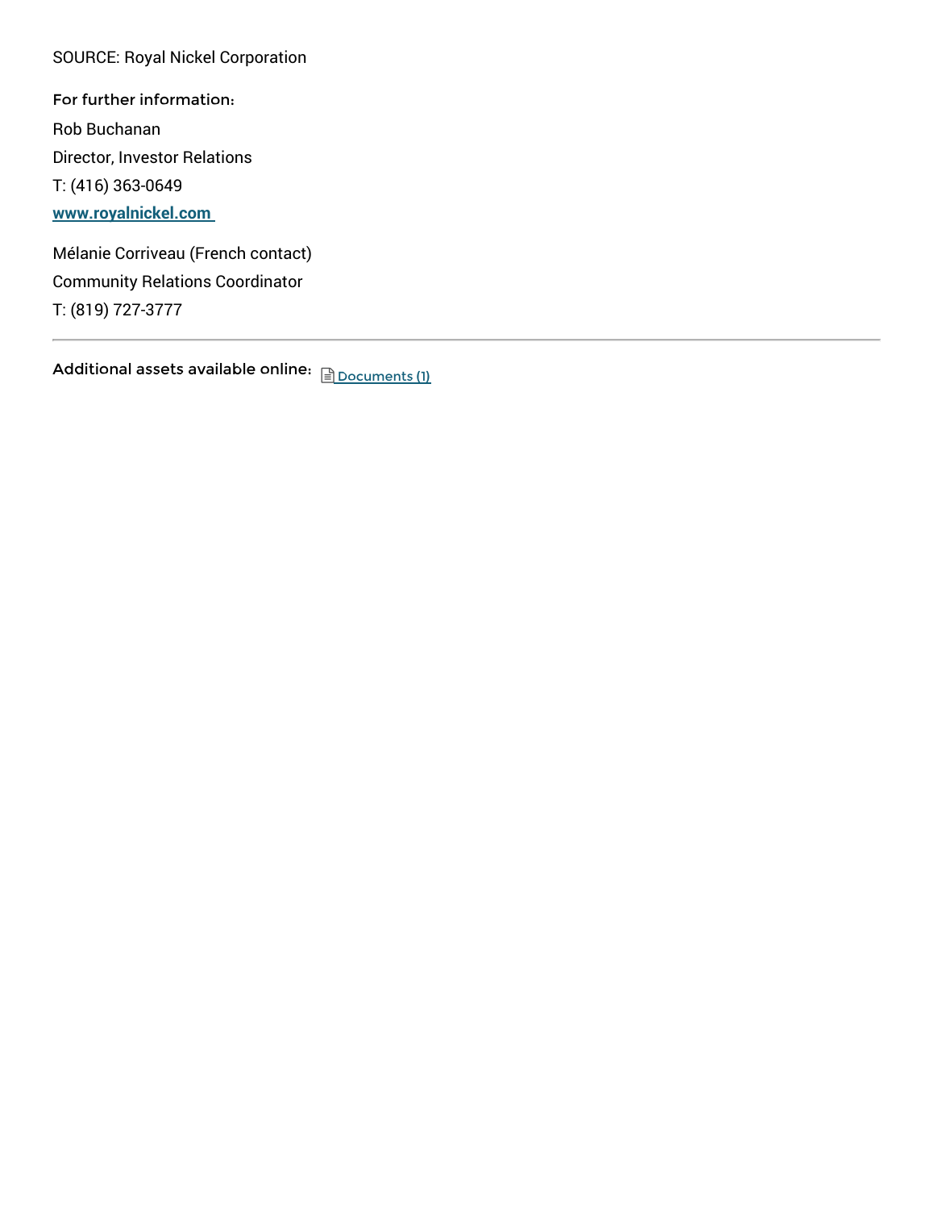SOURCE: Royal Nickel Corporation

For further information:

Rob Buchanan
Director, Investor Relations
T: (416) 363-0649
**www.royalnickel.com**

Mélanie Corriveau (French contact)
Community Relations Coordinator
T: (819) 727-3777

---

Additional assets available online: Documents (1)